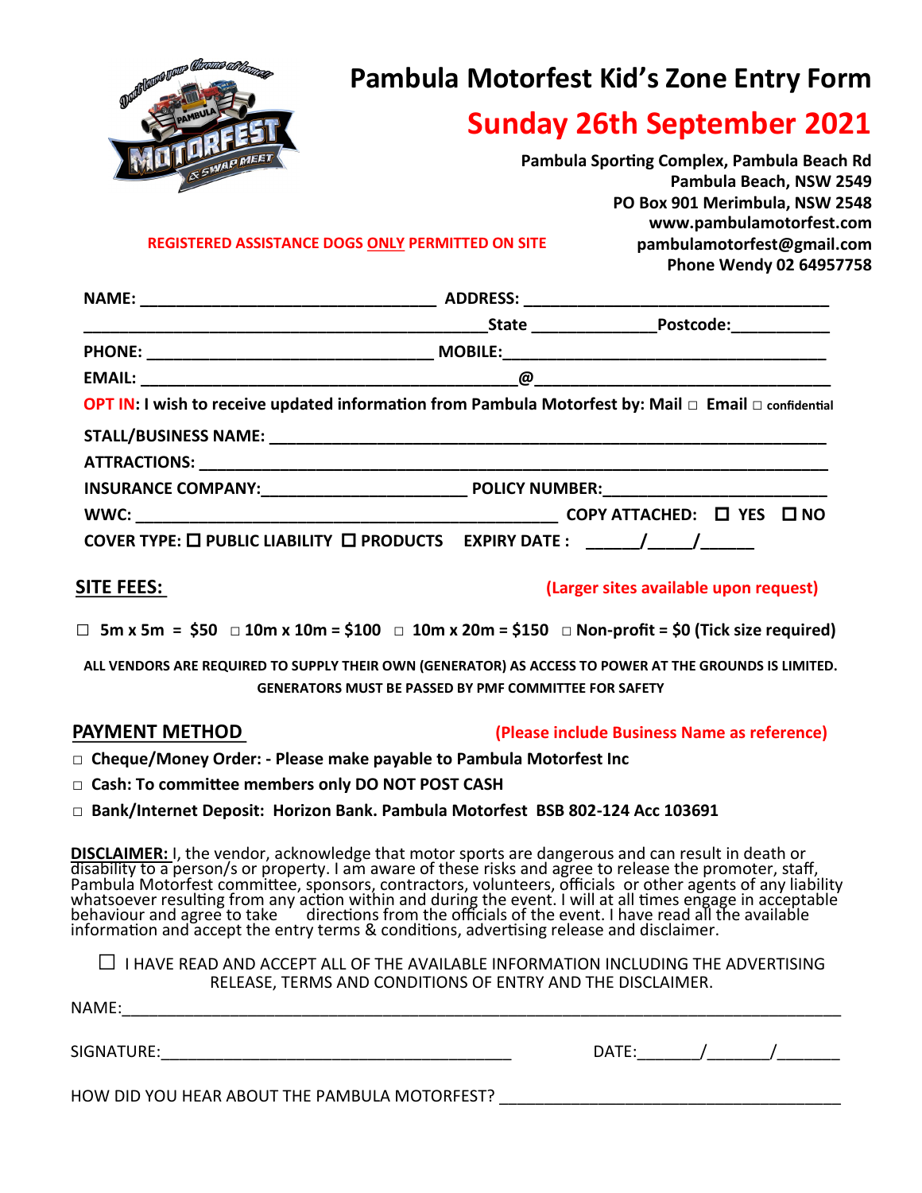# Pambula Motorfest Kid's Zone Entry Form

## Sunday 26th September 2021

**Pambula Sporting Complex, Pambula Beach Rd**
**Pambula Beach, NSW 2549**
**PO Box 901 Merimbula, NSW 2548**
**www.pambulamotorfest.com**
**pambulamotorfest@gmail.com**
**Phone Wendy 02 64957758**

**REGISTERED ASSISTANCE DOGS ONLY PERMITTED ON SITE**

**NAME:** _________________________________ **ADDRESS:** __________________________________

_____________________________________________**State** _____________**Postcode:**___________

**PHONE:** ________________________________ **MOBILE:**___________________________________

**EMAIL:** ____________________________________________**@**________________________________

**OPT IN: I wish to receive updated information from Pambula Motorfest by: Mail □ Email □ confidential**

**STALL/BUSINESS NAME:** _____________________________________________________________

**ATTRACTIONS:** _____________________________________________________________________

**INSURANCE COMPANY:**_______________________ **POLICY NUMBER:**_______________________

**WWC:** ________________________________________________ **COPY ATTACHED: ☐ YES ☐ NO**

**COVER TYPE: ☐ PUBLIC LIABILITY ☐ PRODUCTS EXPIRY DATE : ______/_____/______**

## SITE FEES:

**(Larger sites available upon request)**

**□ 5m x 5m = $50 □ 10m x 10m = $100 □ 10m x 20m = $150 □ Non-profit = $0 (Tick size required)**

**ALL VENDORS ARE REQUIRED TO SUPPLY THEIR OWN (GENERATOR) AS ACCESS TO POWER AT THE GROUNDS IS LIMITED. GENERATORS MUST BE PASSED BY PMF COMMITTEE FOR SAFETY**

## PAYMENT METHOD

**(Please include Business Name as reference)**

- □ **Cheque/Money Order: - Please make payable to Pambula Motorfest Inc**
- □ **Cash: To committee members only DO NOT POST CASH**
- □ **Bank/Internet Deposit: Horizon Bank. Pambula Motorfest BSB 802-124 Acc 103691**

**DISCLAIMER:** I, the vendor, acknowledge that motor sports are dangerous and can result in death or disability to a person/s or property. I am aware of these risks and agree to release the promoter, staff, Pambula Motorfest committee, sponsors, contractors, volunteers, officials or other agents of any liability whatsoever resulting from any action within and during the event. I will at all times engage in acceptable behaviour and agree to take directions from the officials of the event. I have read all the available information and accept the entry terms & conditions, advertising release and disclaimer.

☐ I HAVE READ AND ACCEPT ALL OF THE AVAILABLE INFORMATION INCLUDING THE ADVERTISING RELEASE, TERMS AND CONDITIONS OF ENTRY AND THE DISCLAIMER.

NAME:___________________________________________________________________________

SIGNATURE:_______________________________________ DATE:_______/_______/_______

HOW DID YOU HEAR ABOUT THE PAMBULA MOTORFEST? _____________________________________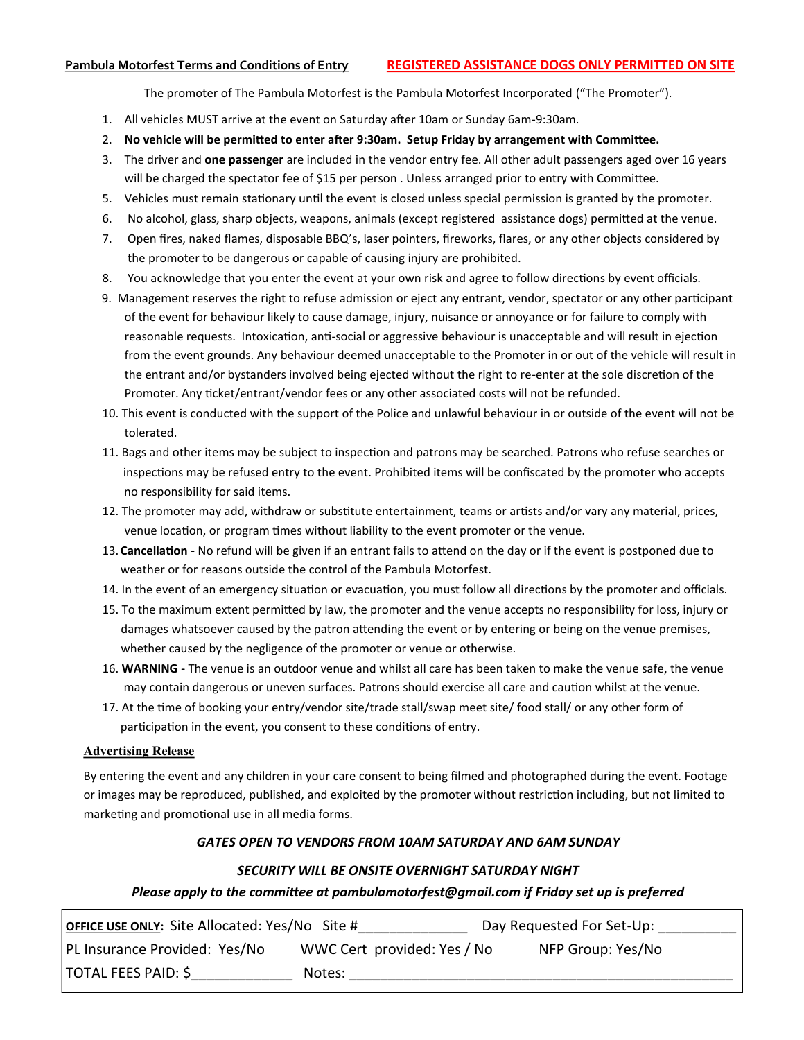**Pambula Motorfest Terms and Conditions of Entry** **REGISTERED ASSISTANCE DOGS ONLY PERMITTED ON SITE**

The promoter of The Pambula Motorfest is the Pambula Motorfest Incorporated ("The Promoter").

1. All vehicles MUST arrive at the event on Saturday after 10am or Sunday 6am-9:30am.
2. **No vehicle will be permitted to enter after 9:30am. Setup Friday by arrangement with Committee.**
3. The driver and **one passenger** are included in the vendor entry fee. All other adult passengers aged over 16 years will be charged the spectator fee of $15 per person . Unless arranged prior to entry with Committee.
5. Vehicles must remain stationary until the event is closed unless special permission is granted by the promoter.
6. No alcohol, glass, sharp objects, weapons, animals (except registered assistance dogs) permitted at the venue.
7. Open fires, naked flames, disposable BBQ's, laser pointers, fireworks, flares, or any other objects considered by the promoter to be dangerous or capable of causing injury are prohibited.
8. You acknowledge that you enter the event at your own risk and agree to follow directions by event officials.
9. Management reserves the right to refuse admission or eject any entrant, vendor, spectator or any other participant of the event for behaviour likely to cause damage, injury, nuisance or annoyance or for failure to comply with reasonable requests. Intoxication, anti-social or aggressive behaviour is unacceptable and will result in ejection from the event grounds. Any behaviour deemed unacceptable to the Promoter in or out of the vehicle will result in the entrant and/or bystanders involved being ejected without the right to re-enter at the sole discretion of the Promoter. Any ticket/entrant/vendor fees or any other associated costs will not be refunded.
10. This event is conducted with the support of the Police and unlawful behaviour in or outside of the event will not be tolerated.
11. Bags and other items may be subject to inspection and patrons may be searched. Patrons who refuse searches or inspections may be refused entry to the event. Prohibited items will be confiscated by the promoter who accepts no responsibility for said items.
12. The promoter may add, withdraw or substitute entertainment, teams or artists and/or vary any material, prices, venue location, or program times without liability to the event promoter or the venue.
13. **Cancellation** - No refund will be given if an entrant fails to attend on the day or if the event is postponed due to weather or for reasons outside the control of the Pambula Motorfest.
14. In the event of an emergency situation or evacuation, you must follow all directions by the promoter and officials.
15. To the maximum extent permitted by law, the promoter and the venue accepts no responsibility for loss, injury or damages whatsoever caused by the patron attending the event or by entering or being on the venue premises, whether caused by the negligence of the promoter or venue or otherwise.
16. **WARNING -** The venue is an outdoor venue and whilst all care has been taken to make the venue safe, the venue may contain dangerous or uneven surfaces. Patrons should exercise all care and caution whilst at the venue.
17. At the time of booking your entry/vendor site/trade stall/swap meet site/ food stall/ or any other form of participation in the event, you consent to these conditions of entry.

**Advertising Release**

By entering the event and any children in your care consent to being filmed and photographed during the event. Footage or images may be reproduced, published, and exploited by the promoter without restriction including, but not limited to marketing and promotional use in all media forms.

***GATES OPEN TO VENDORS FROM 10AM SATURDAY AND 6AM SUNDAY***

***SECURITY WILL BE ONSITE OVERNIGHT SATURDAY NIGHT***

***Please apply to the committee at pambulamotorfest@gmail.com if Friday set up is preferred***

| | | |
|---|---|---|
| **OFFICE USE ONLY**: Site Allocated: Yes/No Site #_____________ | | Day Requested For Set-Up: __________ |
| PL Insurance Provided: Yes/No | WWC Cert provided: Yes / No | NFP Group: Yes/No |
| TOTAL FEES PAID: $_____________ | Notes: __________________________________________________ | |